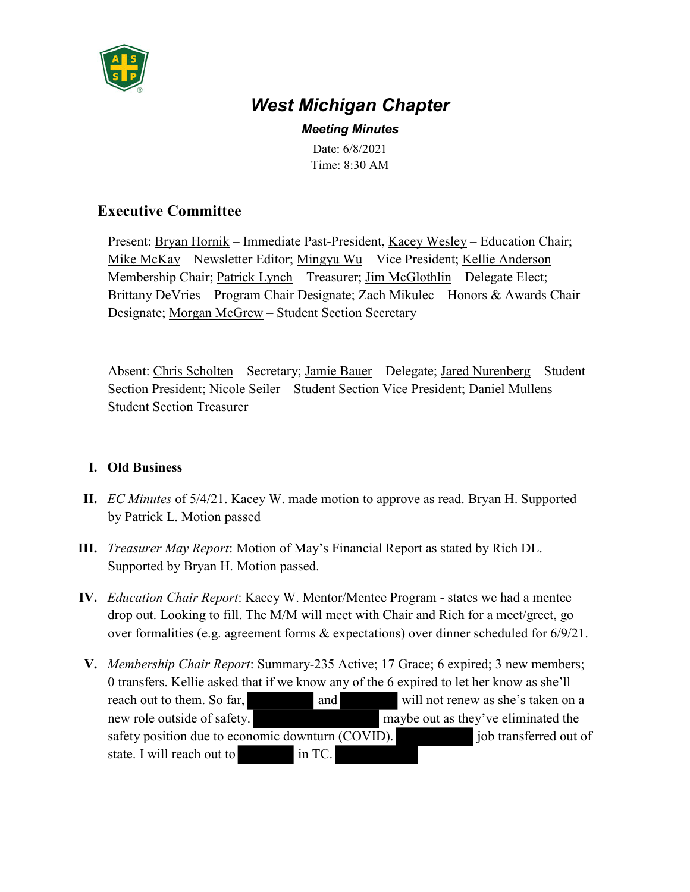# West Michigan Chapter

***Meeting Minutes***

Date: 6/8/2021
Time: 8:30 AM

## Executive Committee

Present: Bryan Hornik – Immediate Past-President, Kacey Wesley – Education Chair; Mike McKay – Newsletter Editor; Mingyu Wu – Vice President; Kellie Anderson – Membership Chair; Patrick Lynch – Treasurer; Jim McGlothlin – Delegate Elect; Brittany DeVries – Program Chair Designate; Zach Mikulec – Honors & Awards Chair Designate; Morgan McGrew – Student Section Secretary

Absent: Chris Scholten – Secretary; Jamie Bauer – Delegate; Jared Nurenberg – Student Section President; Nicole Seiler – Student Section Vice President; Daniel Mullens – Student Section Treasurer

I. **Old Business**

II. *EC Minutes* of 5/4/21. Kacey W. made motion to approve as read. Bryan H. Supported by Patrick L. Motion passed

III. *Treasurer May Report*: Motion of May's Financial Report as stated by Rich DL. Supported by Bryan H. Motion passed.

IV. *Education Chair Report*: Kacey W. Mentor/Mentee Program - states we had a mentee drop out. Looking to fill. The M/M will meet with Chair and Rich for a meet/greet, go over formalities (e.g. agreement forms & expectations) over dinner scheduled for 6/9/21.

V. *Membership Chair Report*: Summary-235 Active; 17 Grace; 6 expired; 3 new members; 0 transfers. Kellie asked that if we know any of the 6 expired to let her know as she'll reach out to them. So far, [REDACTED] and [REDACTED] will not renew as she's taken on a new role outside of safety. [REDACTED] maybe out as they've eliminated the safety position due to economic downturn (COVID). [REDACTED] job transferred out of state. I will reach out to [REDACTED] in TC. [REDACTED]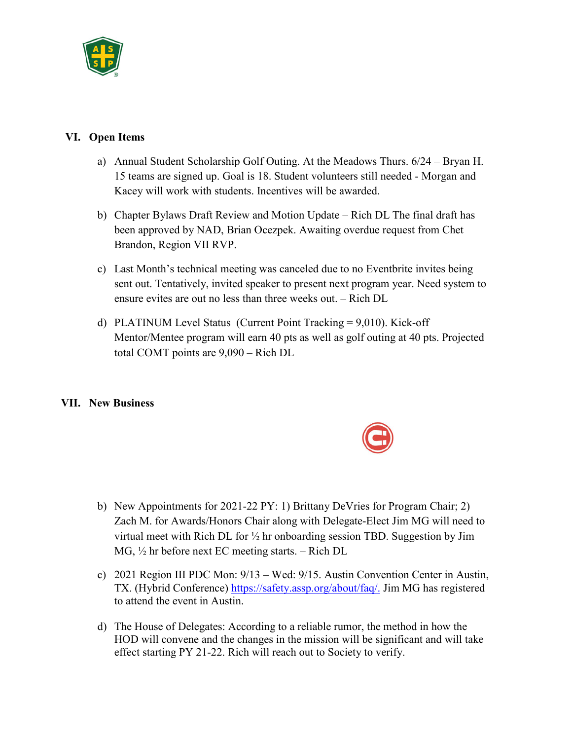## VI. Open Items

a) Annual Student Scholarship Golf Outing. At the Meadows Thurs. 6/24 – Bryan H. 15 teams are signed up. Goal is 18. Student volunteers still needed - Morgan and Kacey will work with students. Incentives will be awarded.

b) Chapter Bylaws Draft Review and Motion Update – Rich DL The final draft has been approved by NAD, Brian Ocezpek. Awaiting overdue request from Chet Brandon, Region VII RVP.

c) Last Month's technical meeting was canceled due to no Eventbrite invites being sent out. Tentatively, invited speaker to present next program year. Need system to ensure evites are out no less than three weeks out. – Rich DL

d) PLATINUM Level Status (Current Point Tracking = 9,010). Kick-off Mentor/Mentee program will earn 40 pts as well as golf outing at 40 pts. Projected total COMT points are 9,090 – Rich DL

## VII. New Business

b) New Appointments for 2021-22 PY: 1) Brittany DeVries for Program Chair; 2) Zach M. for Awards/Honors Chair along with Delegate-Elect Jim MG will need to virtual meet with Rich DL for ½ hr onboarding session TBD. Suggestion by Jim MG, ½ hr before next EC meeting starts. – Rich DL

c) 2021 Region III PDC Mon: 9/13 – Wed: 9/15. Austin Convention Center in Austin, TX. (Hybrid Conference) https://safety.assp.org/about/faq/. Jim MG has registered to attend the event in Austin.

d) The House of Delegates: According to a reliable rumor, the method in how the HOD will convene and the changes in the mission will be significant and will take effect starting PY 21-22. Rich will reach out to Society to verify.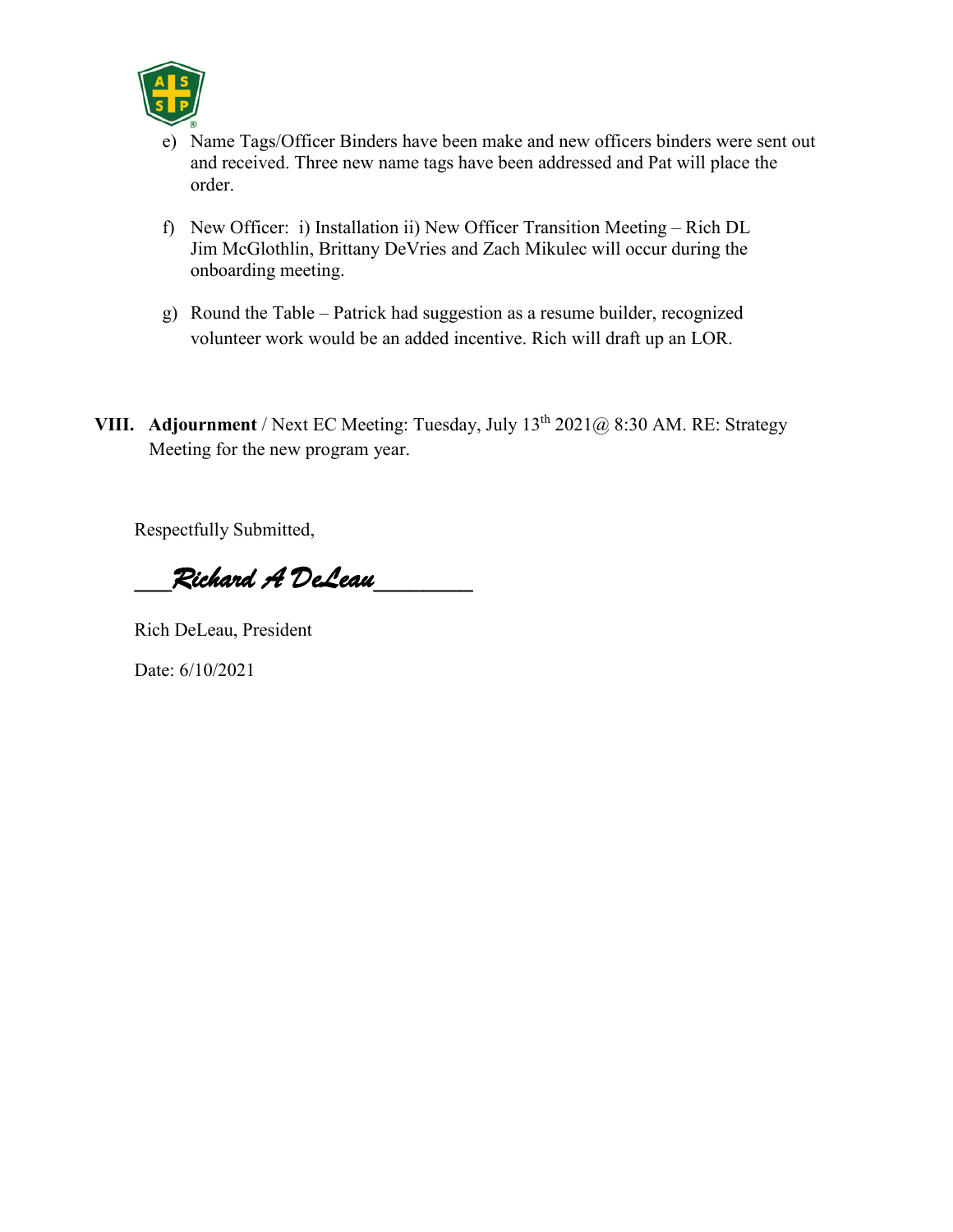e) Name Tags/Officer Binders have been make and new officers binders were sent out and received. Three new name tags have been addressed and Pat will place the order.

f) New Officer: i) Installation ii) New Officer Transition Meeting – Rich DL Jim McGlothlin, Brittany DeVries and Zach Mikulec will occur during the onboarding meeting.

g) Round the Table – Patrick had suggestion as a resume builder, recognized volunteer work would be an added incentive. Rich will draft up an LOR.

**VIII. Adjournment** / Next EC Meeting: Tuesday, July 13th 2021@ 8:30 AM. RE: Strategy Meeting for the new program year.

Respectfully Submitted,

___*Richard A DeLeau*________

Rich DeLeau, President

Date: 6/10/2021